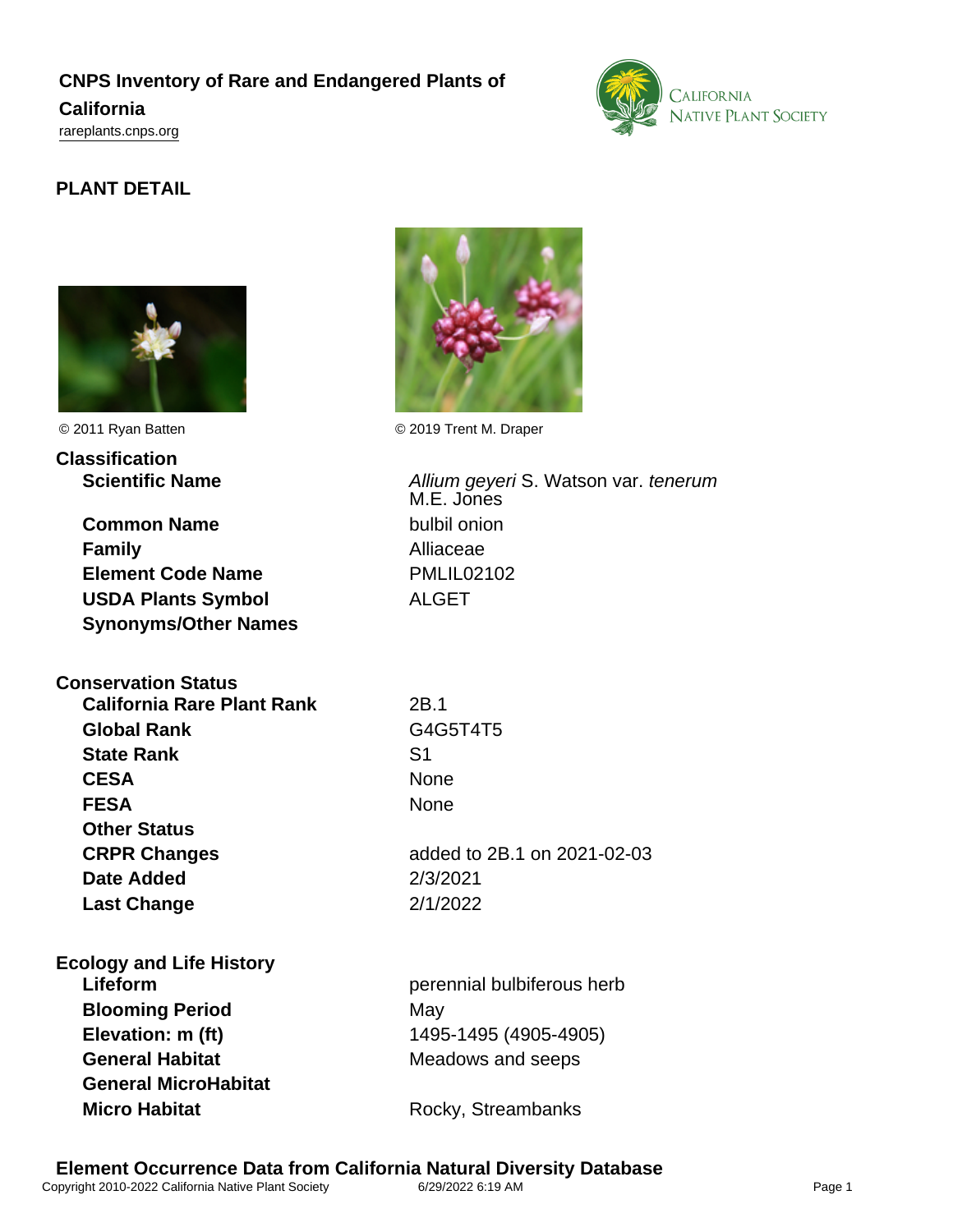# CNPS Inventory of Rare and Endangered Plants of California

rareplants.cnps.org

## PLANT DETAIL

© 2011 Ryan Batten

© 2019 Trent M. Draper

### Classification

| | |
|---|---|
| **Scientific Name** | *Allium geyeri* S. Watson var. *tenerum* M.E. Jones |
| **Common Name** | bulbil onion |
| **Family** | Alliaceae |
| **Element Code Name** | PMLIL02102 |
| **USDA Plants Symbol** | ALGET |
| **Synonyms/Other Names** | |

### Conservation Status

| | |
|---|---|
| **California Rare Plant Rank** | 2B.1 |
| **Global Rank** | G4G5T4T5 |
| **State Rank** | S1 |
| **CESA** | None |
| **FESA** | None |
| **Other Status** | |
| **CRPR Changes** | added to 2B.1 on 2021-02-03 |
| **Date Added** | 2/3/2021 |
| **Last Change** | 2/1/2022 |

### Ecology and Life History

| | |
|---|---|
| **Lifeform** | perennial bulbiferous herb |
| **Blooming Period** | May |
| **Elevation: m (ft)** | 1495-1495 (4905-4905) |
| **General Habitat** | Meadows and seeps |
| **General MicroHabitat** | |
| **Micro Habitat** | Rocky, Streambanks |

### Element Occurrence Data from California Natural Diversity Database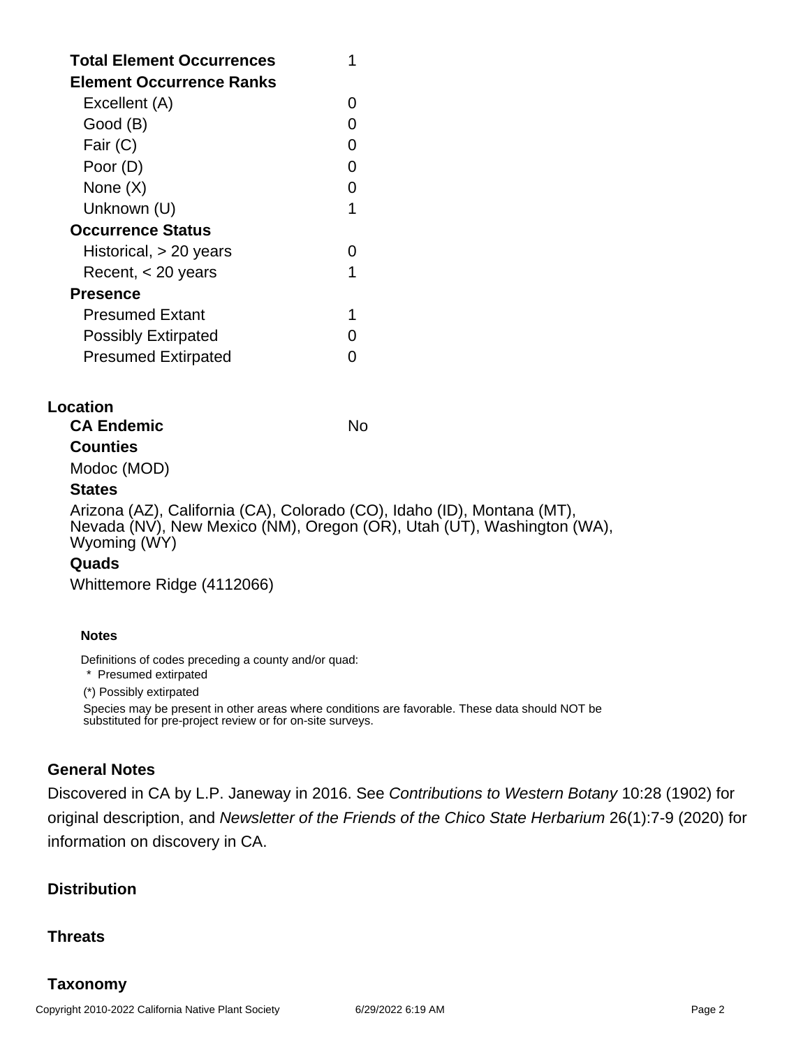| | |
|---|---|
| **Total Element Occurrences** | 1 |
| **Element Occurrence Ranks** | |
| Excellent (A) | 0 |
| Good (B) | 0 |
| Fair (C) | 0 |
| Poor (D) | 0 |
| None (X) | 0 |
| Unknown (U) | 1 |
| **Occurrence Status** | |
| Historical, > 20 years | 0 |
| Recent, < 20 years | 1 |
| **Presence** | |
| Presumed Extant | 1 |
| Possibly Extirpated | 0 |
| Presumed Extirpated | 0 |

## Location

**CA Endemic** No

**Counties**

Modoc (MOD)

**States**

Arizona (AZ), California (CA), Colorado (CO), Idaho (ID), Montana (MT), Nevada (NV), New Mexico (NM), Oregon (OR), Utah (UT), Washington (WA), Wyoming (WY)

**Quads**

Whittemore Ridge (4112066)

**Notes**

Definitions of codes preceding a county and/or quad:

\* Presumed extirpated

(*) Possibly extirpated

Species may be present in other areas where conditions are favorable. These data should NOT be substituted for pre-project review or for on-site surveys.

## General Notes

Discovered in CA by L.P. Janeway in 2016. See *Contributions to Western Botany* 10:28 (1902) for original description, and *Newsletter of the Friends of the Chico State Herbarium* 26(1):7-9 (2020) for information on discovery in CA.

## Distribution

## Threats

## Taxonomy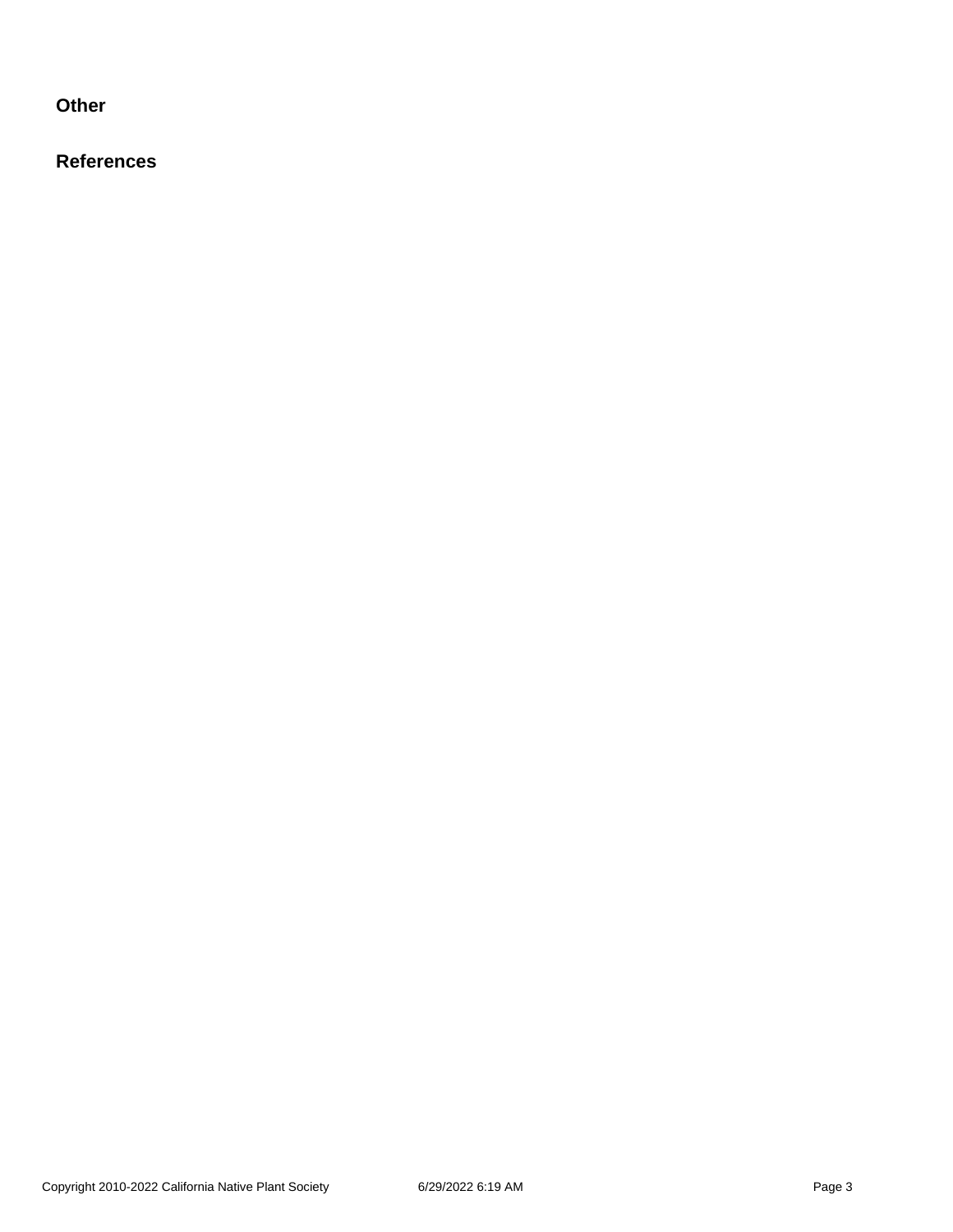## Other

## References